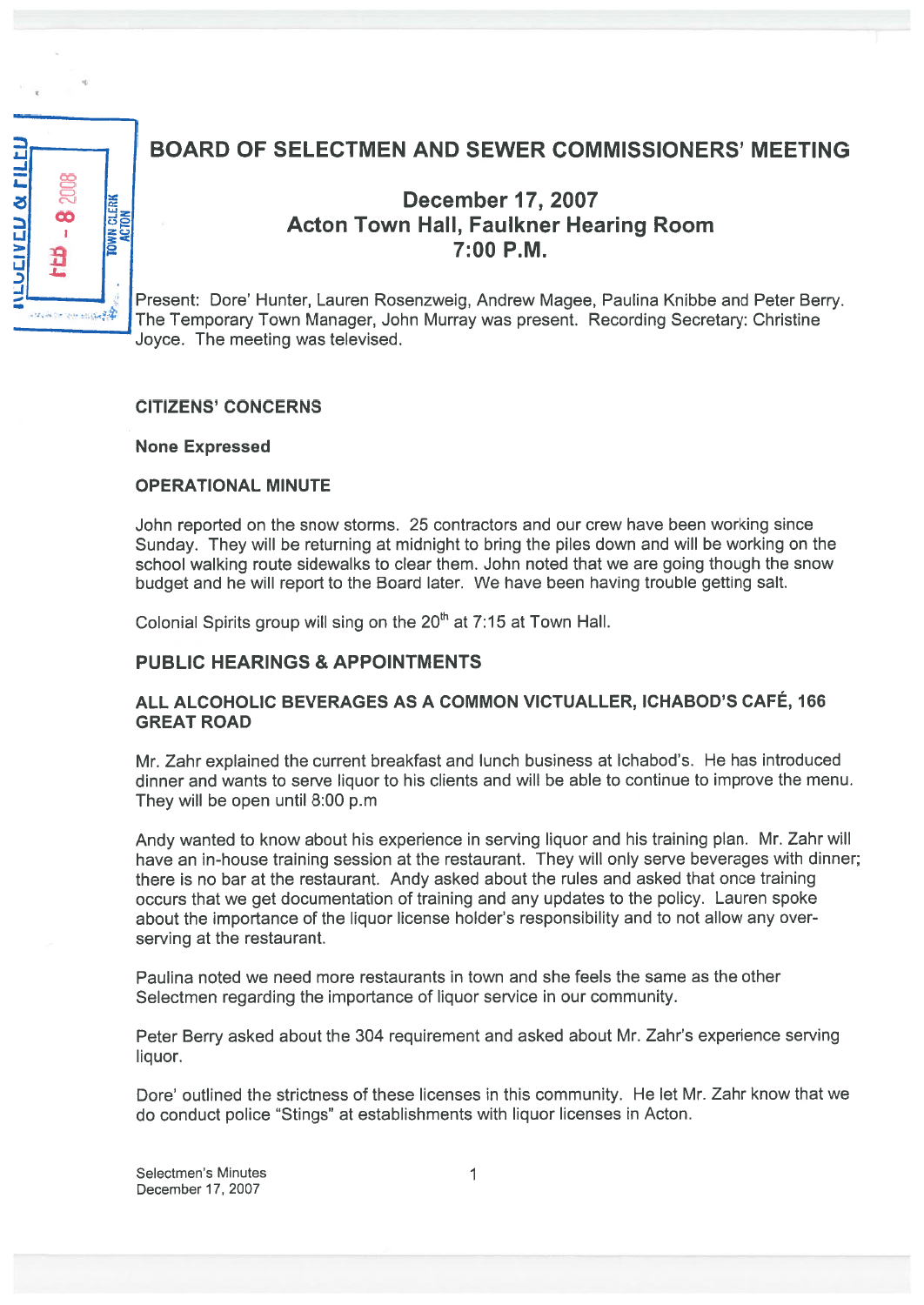# BOARD OF SELECTMEN AND SEWER COMMISSIONERS' MEETING

## December 17, 2007
## Acton Town Hall, Faulkner Hearing Room
## 7:00 P.M.

Present: Dore' Hunter, Lauren Rosenzweig, Andrew Magee, Paulina Knibbe and Peter Berry. The Temporary Town Manager, John Murray was present. Recording Secretary: Christine Joyce. The meeting was televised.

### CITIZENS' CONCERNS

**None Expressed**

### OPERATIONAL MINUTE

John reported on the snow storms. 25 contractors and our crew have been working since Sunday. They will be returning at midnight to bring the piles down and will be working on the school walking route sidewalks to clear them. John noted that we are going though the snow budget and he will report to the Board later. We have been having trouble getting salt.

Colonial Spirits group will sing on the 20th at 7:15 at Town Hall.

### PUBLIC HEARINGS & APPOINTMENTS

### ALL ALCOHOLIC BEVERAGES AS A COMMON VICTUALLER, ICHABOD'S CAFÉ, 166 GREAT ROAD

Mr. Zahr explained the current breakfast and lunch business at Ichabod's. He has introduced dinner and wants to serve liquor to his clients and will be able to continue to improve the menu. They will be open until 8:00 p.m

Andy wanted to know about his experience in serving liquor and his training plan. Mr. Zahr will have an in-house training session at the restaurant. They will only serve beverages with dinner; there is no bar at the restaurant. Andy asked about the rules and asked that once training occurs that we get documentation of training and any updates to the policy. Lauren spoke about the importance of the liquor license holder's responsibility and to not allow any over-serving at the restaurant.

Paulina noted we need more restaurants in town and she feels the same as the other Selectmen regarding the importance of liquor service in our community.

Peter Berry asked about the 304 requirement and asked about Mr. Zahr's experience serving liquor.

Dore' outlined the strictness of these licenses in this community. He let Mr. Zahr know that we do conduct police "Stings" at establishments with liquor licenses in Acton.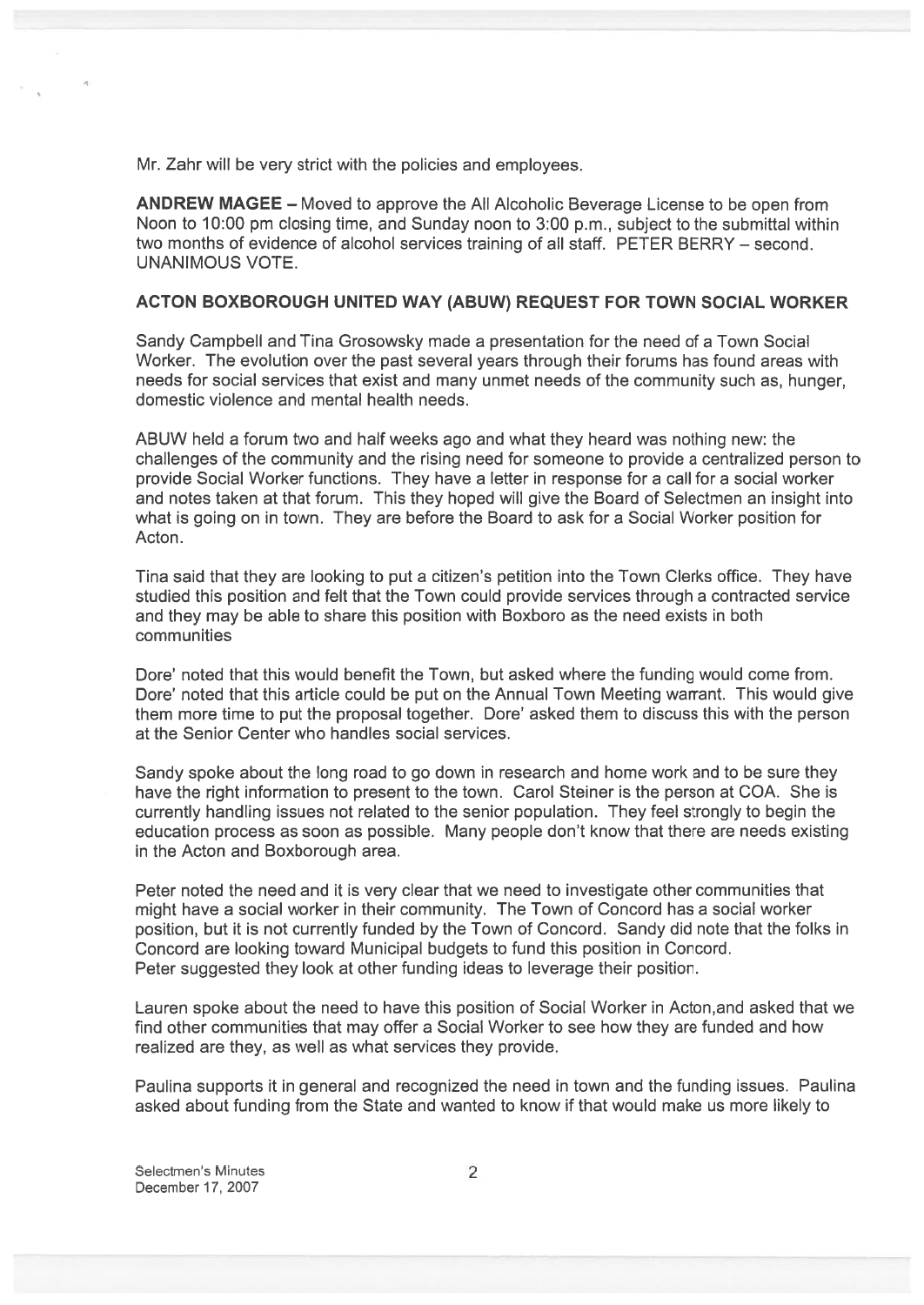Mr. Zahr will be very strict with the policies and employees.

**ANDREW MAGEE** – Moved to approve the All Alcoholic Beverage License to be open from Noon to 10:00 pm closing time, and Sunday noon to 3:00 p.m., subject to the submittal within two months of evidence of alcohol services training of all staff. PETER BERRY – second. UNANIMOUS VOTE.

**ACTON BOXBOROUGH UNITED WAY (ABUW) REQUEST FOR TOWN SOCIAL WORKER**

Sandy Campbell and Tina Grosowsky made a presentation for the need of a Town Social Worker. The evolution over the past several years through their forums has found areas with needs for social services that exist and many unmet needs of the community such as, hunger, domestic violence and mental health needs.

ABUW held a forum two and half weeks ago and what they heard was nothing new: the challenges of the community and the rising need for someone to provide a centralized person to provide Social Worker functions. They have a letter in response for a call for a social worker and notes taken at that forum. This they hoped will give the Board of Selectmen an insight into what is going on in town. They are before the Board to ask for a Social Worker position for Acton.

Tina said that they are looking to put a citizen's petition into the Town Clerks office. They have studied this position and felt that the Town could provide services through a contracted service and they may be able to share this position with Boxboro as the need exists in both communities

Dore' noted that this would benefit the Town, but asked where the funding would come from. Dore' noted that this article could be put on the Annual Town Meeting warrant. This would give them more time to put the proposal together. Dore' asked them to discuss this with the person at the Senior Center who handles social services.

Sandy spoke about the long road to go down in research and home work and to be sure they have the right information to present to the town. Carol Steiner is the person at COA. She is currently handling issues not related to the senior population. They feel strongly to begin the education process as soon as possible. Many people don't know that there are needs existing in the Acton and Boxborough area.

Peter noted the need and it is very clear that we need to investigate other communities that might have a social worker in their community. The Town of Concord has a social worker position, but it is not currently funded by the Town of Concord. Sandy did note that the folks in Concord are looking toward Municipal budgets to fund this position in Concord.
Peter suggested they look at other funding ideas to leverage their position.

Lauren spoke about the need to have this position of Social Worker in Acton,and asked that we find other communities that may offer a Social Worker to see how they are funded and how realized are they, as well as what services they provide.

Paulina supports it in general and recognized the need in town and the funding issues. Paulina asked about funding from the State and wanted to know if that would make us more likely to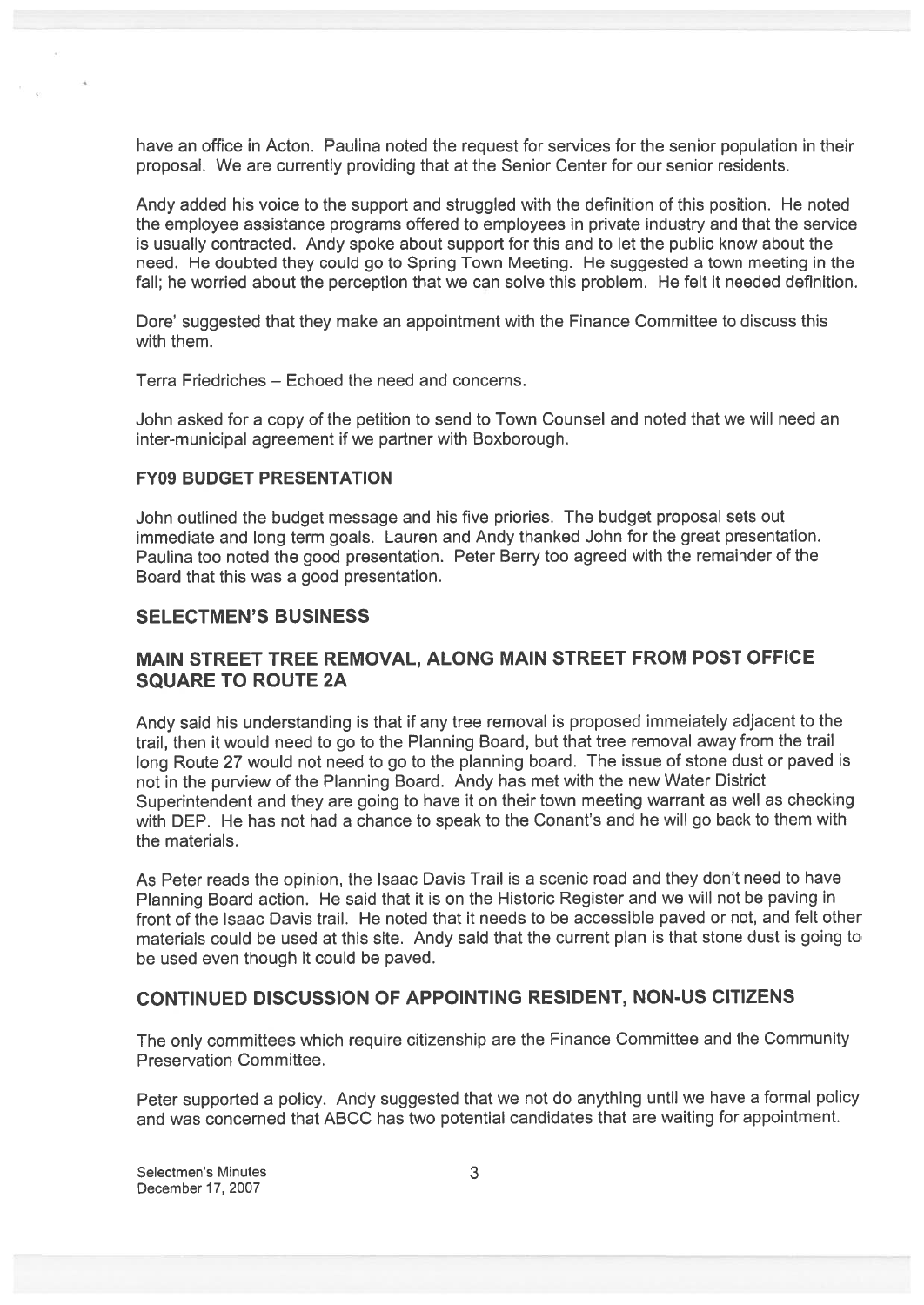have an office in Acton. Paulina noted the request for services for the senior population in their proposal. We are currently providing that at the Senior Center for our senior residents.

Andy added his voice to the support and struggled with the definition of this position. He noted the employee assistance programs offered to employees in private industry and that the service is usually contracted. Andy spoke about support for this and to let the public know about the need. He doubted they could go to Spring Town Meeting. He suggested a town meeting in the fall; he worried about the perception that we can solve this problem. He felt it needed definition.

Dore' suggested that they make an appointment with the Finance Committee to discuss this with them.

Terra Friedriches – Echoed the need and concerns.

John asked for a copy of the petition to send to Town Counsel and noted that we will need an inter-municipal agreement if we partner with Boxborough.

**FY09 BUDGET PRESENTATION**

John outlined the budget message and his five priories. The budget proposal sets out immediate and long term goals. Lauren and Andy thanked John for the great presentation. Paulina too noted the good presentation. Peter Berry too agreed with the remainder of the Board that this was a good presentation.

## SELECTMEN'S BUSINESS

## MAIN STREET TREE REMOVAL, ALONG MAIN STREET FROM POST OFFICE SQUARE TO ROUTE 2A

Andy said his understanding is that if any tree removal is proposed immeiately adjacent to the trail, then it would need to go to the Planning Board, but that tree removal away from the trail long Route 27 would not need to go to the planning board. The issue of stone dust or paved is not in the purview of the Planning Board. Andy has met with the new Water District Superintendent and they are going to have it on their town meeting warrant as well as checking with DEP. He has not had a chance to speak to the Conant's and he will go back to them with the materials.

As Peter reads the opinion, the Isaac Davis Trail is a scenic road and they don't need to have Planning Board action. He said that it is on the Historic Register and we will not be paving in front of the Isaac Davis trail. He noted that it needs to be accessible paved or not, and felt other materials could be used at this site. Andy said that the current plan is that stone dust is going to be used even though it could be paved.

## CONTINUED DISCUSSION OF APPOINTING RESIDENT, NON-US CITIZENS

The only committees which require citizenship are the Finance Committee and the Community Preservation Committee.

Peter supported a policy. Andy suggested that we not do anything until we have a formal policy and was concerned that ABCC has two potential candidates that are waiting for appointment.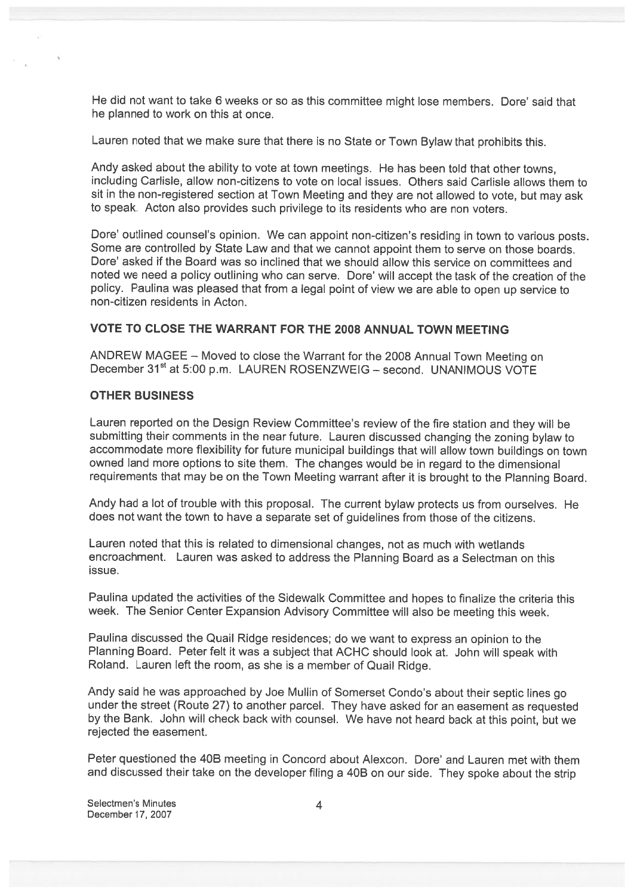He did not want to take 6 weeks or so as this committee might lose members. Dore' said that he planned to work on this at once.

Lauren noted that we make sure that there is no State or Town Bylaw that prohibits this.

Andy asked about the ability to vote at town meetings. He has been told that other towns, including Carlisle, allow non-citizens to vote on local issues. Others said Carlisle allows them to sit in the non-registered section at Town Meeting and they are not allowed to vote, but may ask to speak. Acton also provides such privilege to its residents who are non voters.

Dore' outlined counsel's opinion. We can appoint non-citizen's residing in town to various posts. Some are controlled by State Law and that we cannot appoint them to serve on those boards. Dore' asked if the Board was so inclined that we should allow this service on committees and noted we need a policy outlining who can serve. Dore' will accept the task of the creation of the policy. Paulina was pleased that from a legal point of view we are able to open up service to non-citizen residents in Acton.

**VOTE TO CLOSE THE WARRANT FOR THE 2008 ANNUAL TOWN MEETING**

ANDREW MAGEE – Moved to close the Warrant for the 2008 Annual Town Meeting on December 31st at 5:00 p.m. LAUREN ROSENZWEIG – second. UNANIMOUS VOTE

**OTHER BUSINESS**

Lauren reported on the Design Review Committee's review of the fire station and they will be submitting their comments in the near future. Lauren discussed changing the zoning bylaw to accommodate more flexibility for future municipal buildings that will allow town buildings on town owned land more options to site them. The changes would be in regard to the dimensional requirements that may be on the Town Meeting warrant after it is brought to the Planning Board.

Andy had a lot of trouble with this proposal. The current bylaw protects us from ourselves. He does not want the town to have a separate set of guidelines from those of the citizens.

Lauren noted that this is related to dimensional changes, not as much with wetlands encroachment. Lauren was asked to address the Planning Board as a Selectman on this issue.

Paulina updated the activities of the Sidewalk Committee and hopes to finalize the criteria this week. The Senior Center Expansion Advisory Committee will also be meeting this week.

Paulina discussed the Quail Ridge residences; do we want to express an opinion to the Planning Board. Peter felt it was a subject that ACHC should look at. John will speak with Roland. Lauren left the room, as she is a member of Quail Ridge.

Andy said he was approached by Joe Mullin of Somerset Condo's about their septic lines go under the street (Route 27) to another parcel. They have asked for an easement as requested by the Bank. John will check back with counsel. We have not heard back at this point, but we rejected the easement.

Peter questioned the 40B meeting in Concord about Alexcon. Dore' and Lauren met with them and discussed their take on the developer filing a 40B on our side. They spoke about the strip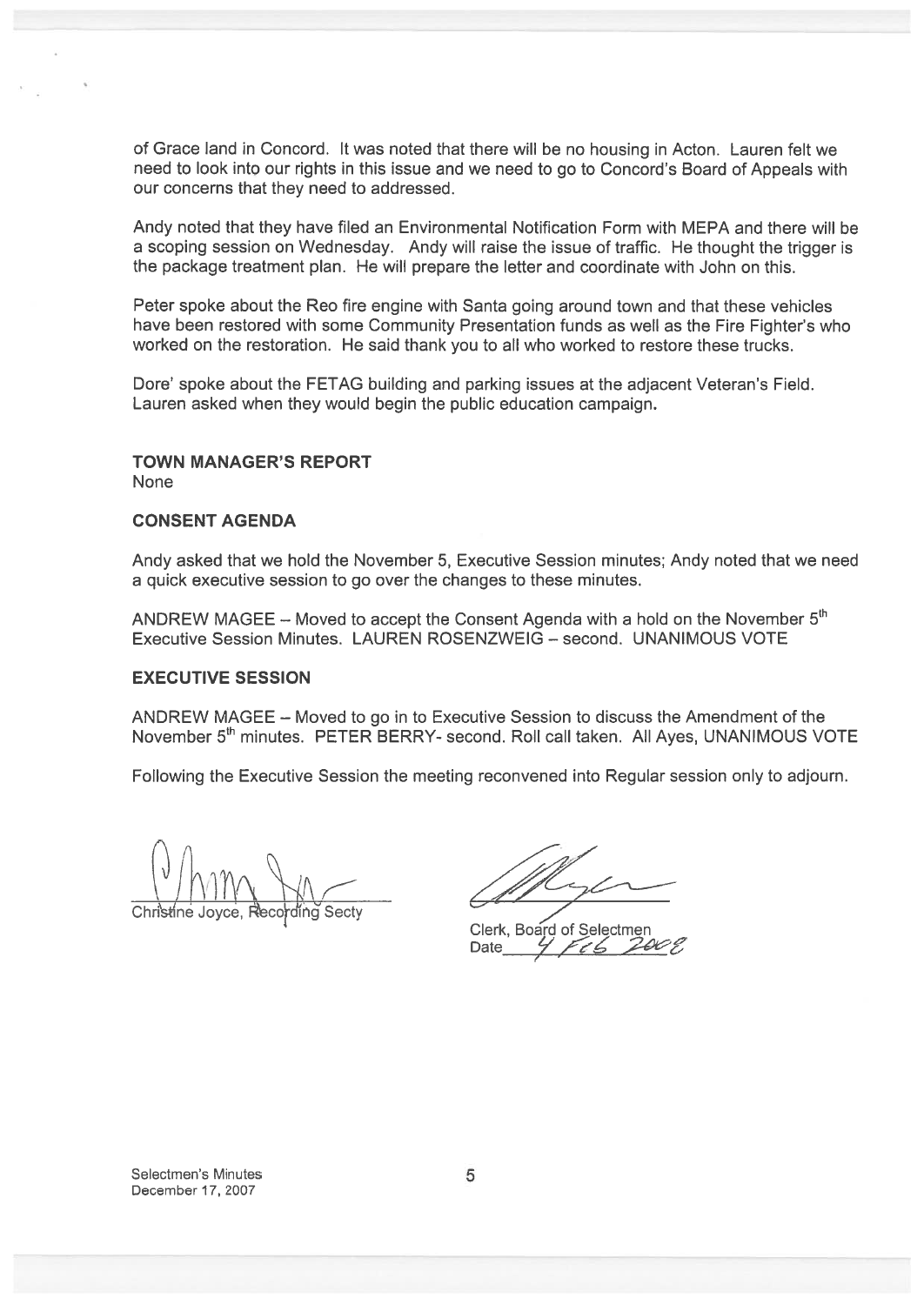of Grace land in Concord. It was noted that there will be no housing in Acton. Lauren felt we need to look into our rights in this issue and we need to go to Concord's Board of Appeals with our concerns that they need to addressed.

Andy noted that they have filed an Environmental Notification Form with MEPA and there will be a scoping session on Wednesday. Andy will raise the issue of traffic. He thought the trigger is the package treatment plan. He will prepare the letter and coordinate with John on this.

Peter spoke about the Reo fire engine with Santa going around town and that these vehicles have been restored with some Community Presentation funds as well as the Fire Fighter's who worked on the restoration. He said thank you to all who worked to restore these trucks.

Dore' spoke about the FETAG building and parking issues at the adjacent Veteran's Field. Lauren asked when they would begin the public education campaign.

**TOWN MANAGER'S REPORT**

None

**CONSENT AGENDA**

Andy asked that we hold the November 5, Executive Session minutes; Andy noted that we need a quick executive session to go over the changes to these minutes.

ANDREW MAGEE – Moved to accept the Consent Agenda with a hold on the November 5th Executive Session Minutes. LAUREN ROSENZWEIG – second. UNANIMOUS VOTE

**EXECUTIVE SESSION**

ANDREW MAGEE – Moved to go in to Executive Session to discuss the Amendment of the November 5th minutes. PETER BERRY- second. Roll call taken. All Ayes, UNANIMOUS VOTE

Following the Executive Session the meeting reconvened into Regular session only to adjourn.

Christine Joyce, Recording Secty

Clerk, Board of Selectmen

Date 4 Feb 2008

Selectmen's Minutes
December 17, 2007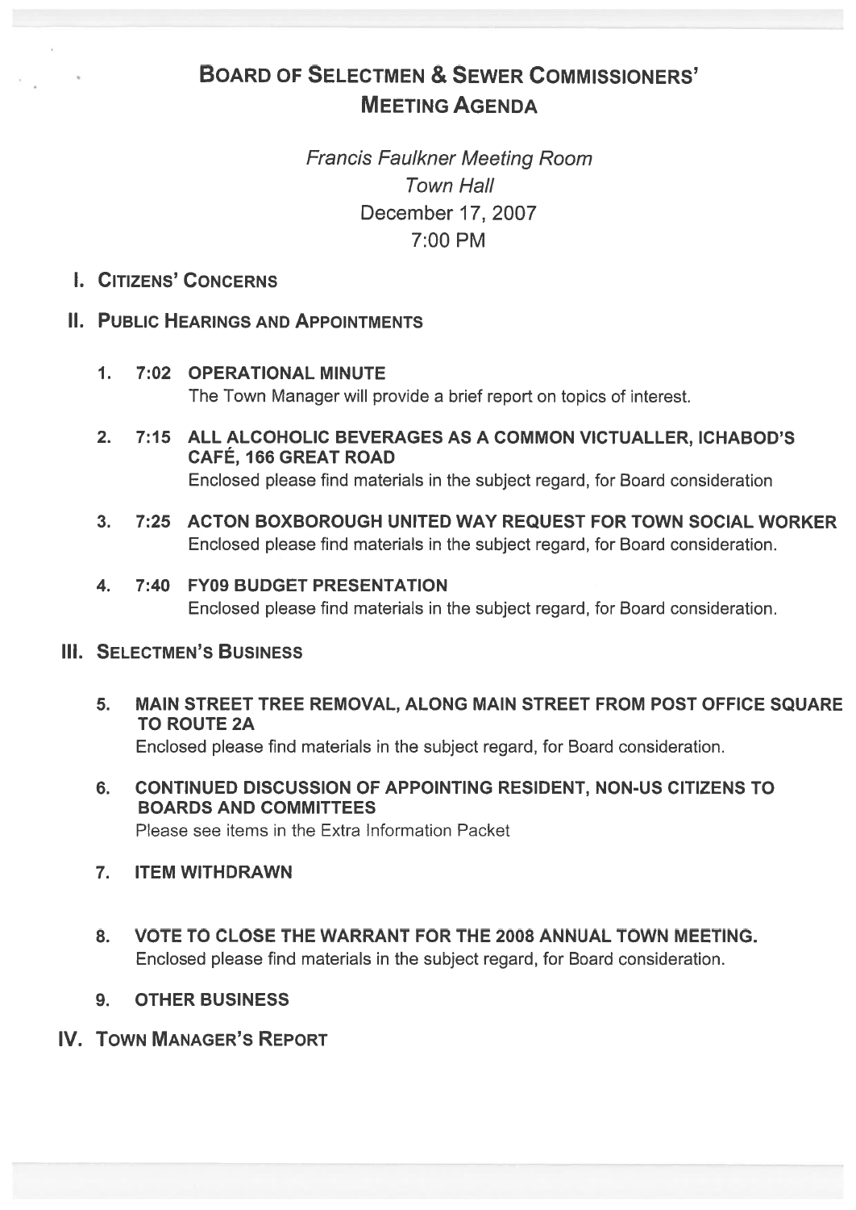# Board of Selectmen & Sewer Commissioners' Meeting Agenda

*Francis Faulkner Meeting Room*
*Town Hall*
December 17, 2007
7:00 PM

## I. Citizens' Concerns

## II. Public Hearings and Appointments

1. **7:02 OPERATIONAL MINUTE**
   The Town Manager will provide a brief report on topics of interest.

2. **7:15 ALL ALCOHOLIC BEVERAGES AS A COMMON VICTUALLER, ICHABOD'S CAFÉ, 166 GREAT ROAD**
   Enclosed please find materials in the subject regard, for Board consideration

3. **7:25 ACTON BOXBOROUGH UNITED WAY REQUEST FOR TOWN SOCIAL WORKER**
   Enclosed please find materials in the subject regard, for Board consideration.

4. **7:40 FY09 BUDGET PRESENTATION**
   Enclosed please find materials in the subject regard, for Board consideration.

## III. Selectmen's Business

5. **MAIN STREET TREE REMOVAL, ALONG MAIN STREET FROM POST OFFICE SQUARE TO ROUTE 2A**
   Enclosed please find materials in the subject regard, for Board consideration.

6. **CONTINUED DISCUSSION OF APPOINTING RESIDENT, NON-US CITIZENS TO BOARDS AND COMMITTEES**
   Please see items in the Extra Information Packet

7. **ITEM WITHDRAWN**

8. **VOTE TO CLOSE THE WARRANT FOR THE 2008 ANNUAL TOWN MEETING.**
   Enclosed please find materials in the subject regard, for Board consideration.

9. **OTHER BUSINESS**

## IV. Town Manager's Report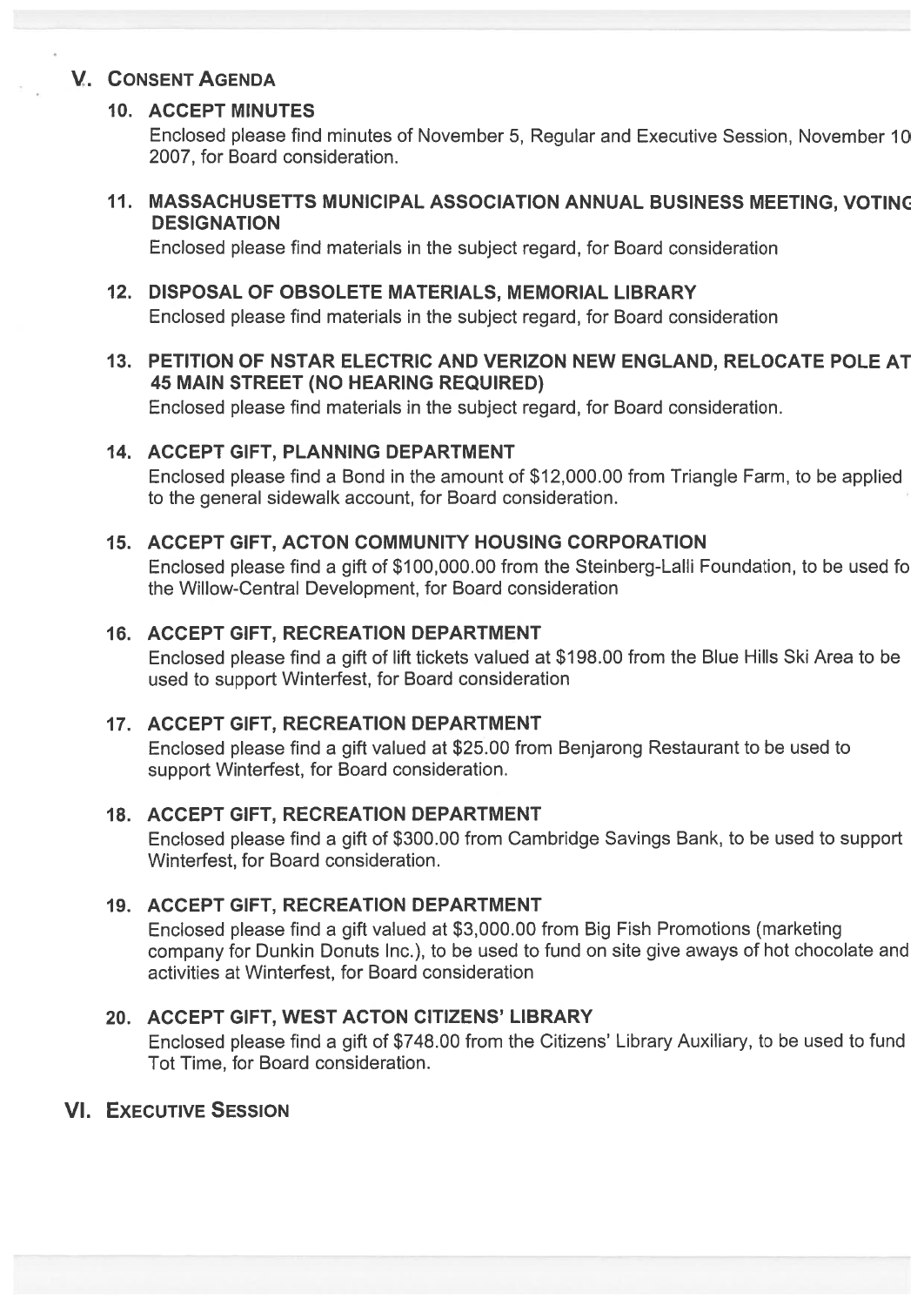## V. CONSENT AGENDA

### 10. ACCEPT MINUTES

Enclosed please find minutes of November 5, Regular and Executive Session, November 10 2007, for Board consideration.

### 11. MASSACHUSETTS MUNICIPAL ASSOCIATION ANNUAL BUSINESS MEETING, VOTING DESIGNATION

Enclosed please find materials in the subject regard, for Board consideration

### 12. DISPOSAL OF OBSOLETE MATERIALS, MEMORIAL LIBRARY

Enclosed please find materials in the subject regard, for Board consideration

### 13. PETITION OF NSTAR ELECTRIC AND VERIZON NEW ENGLAND, RELOCATE POLE AT 45 MAIN STREET (NO HEARING REQUIRED)

Enclosed please find materials in the subject regard, for Board consideration.

### 14. ACCEPT GIFT, PLANNING DEPARTMENT

Enclosed please find a Bond in the amount of $12,000.00 from Triangle Farm, to be applied to the general sidewalk account, for Board consideration.

### 15. ACCEPT GIFT, ACTON COMMUNITY HOUSING CORPORATION

Enclosed please find a gift of $100,000.00 from the Steinberg-Lalli Foundation, to be used fo the Willow-Central Development, for Board consideration

### 16. ACCEPT GIFT, RECREATION DEPARTMENT

Enclosed please find a gift of lift tickets valued at $198.00 from the Blue Hills Ski Area to be used to support Winterfest, for Board consideration

### 17. ACCEPT GIFT, RECREATION DEPARTMENT

Enclosed please find a gift valued at $25.00 from Benjarong Restaurant to be used to support Winterfest, for Board consideration.

### 18. ACCEPT GIFT, RECREATION DEPARTMENT

Enclosed please find a gift of $300.00 from Cambridge Savings Bank, to be used to support Winterfest, for Board consideration.

### 19. ACCEPT GIFT, RECREATION DEPARTMENT

Enclosed please find a gift valued at $3,000.00 from Big Fish Promotions (marketing company for Dunkin Donuts Inc.), to be used to fund on site give aways of hot chocolate and activities at Winterfest, for Board consideration

### 20. ACCEPT GIFT, WEST ACTON CITIZENS' LIBRARY

Enclosed please find a gift of $748.00 from the Citizens' Library Auxiliary, to be used to fund Tot Time, for Board consideration.

## VI. EXECUTIVE SESSION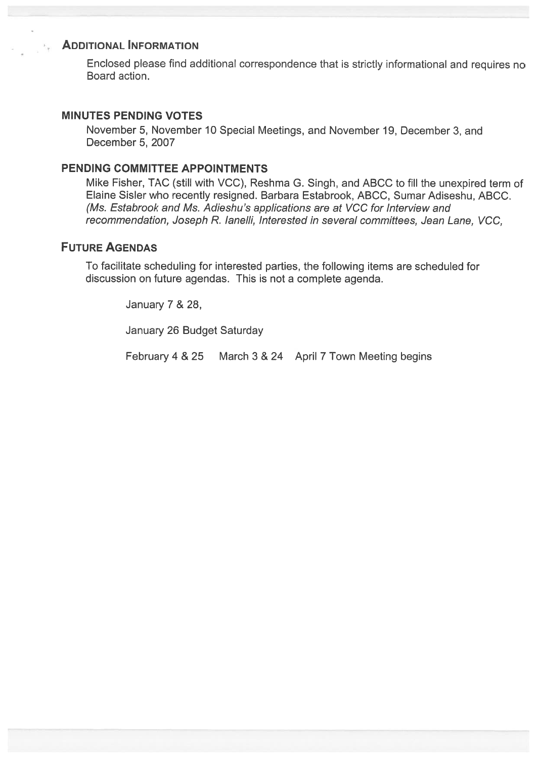## Additional Information

Enclosed please find additional correspondence that is strictly informational and requires no Board action.

## MINUTES PENDING VOTES

November 5, November 10 Special Meetings, and November 19, December 3, and December 5, 2007

## PENDING COMMITTEE APPOINTMENTS

Mike Fisher, TAC (still with VCC), Reshma G. Singh, and ABCC to fill the unexpired term of Elaine Sisler who recently resigned. Barbara Estabrook, ABCC, Sumar Adiseshu, ABCC. *(Ms. Estabrook and Ms. Adieshu's applications are at VCC for Interview and recommendation, Joseph R. Ianelli, Interested in several committees, Jean Lane, VCC,*

## Future Agendas

To facilitate scheduling for interested parties, the following items are scheduled for discussion on future agendas. This is not a complete agenda.

January 7 & 28,

January 26 Budget Saturday

February 4 & 25    March 3 & 24    April 7 Town Meeting begins